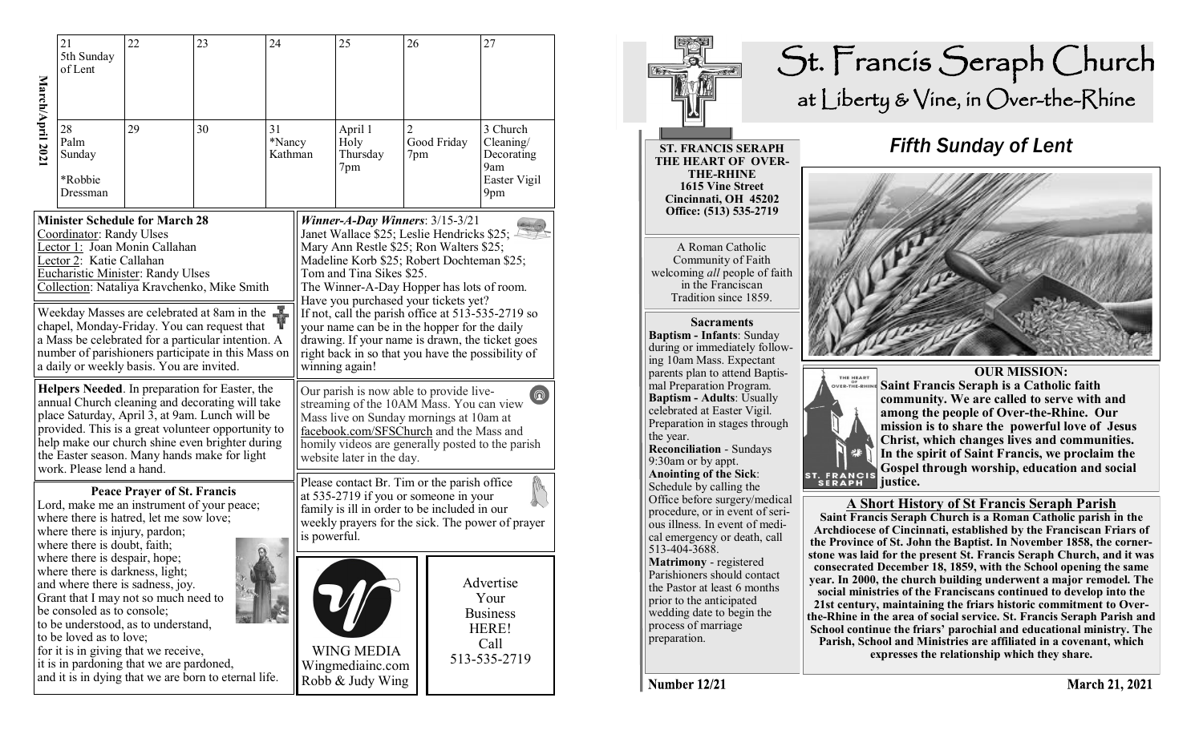# St. Francis Seraph Church

at Liberty & Vine, in Over-the-Rhine

## Fifth Sunday of Lent

**ST. FRANCIS SERAPH THE HEART OF OVER-THE-RHINE**
**1615 Vine Street**
**Cincinnati, OH 45202**
**Office: (513) 535-2719**

A Roman Catholic Community of Faith welcoming *all* people of faith in the Franciscan Tradition since 1859.

### Sacraments

**Baptism - Infants**: Sunday during or immediately following 10am Mass. Expectant parents plan to attend Baptismal Preparation Program.

**Baptism - Adults**: Usually celebrated at Easter Vigil. Preparation in stages through the year.

**Reconciliation** - Sundays 9:30am or by appt.

**Anointing of the Sick**: Schedule by calling the Office before surgery/medical procedure, or in event of serious illness. In event of medical emergency or death, call 513-404-3688.

**Matrimony** - registered Parishioners should contact the Pastor at least 6 months prior to the anticipated wedding date to begin the process of marriage preparation.

### OUR MISSION:

**Saint Francis Seraph is a Catholic faith community. We are called to serve with and among the people of Over-the-Rhine. Our mission is to share the powerful love of Jesus Christ, which changes lives and communities. In the spirit of Saint Francis, we proclaim the Gospel through worship, education and social justice.**

### A Short History of St Francis Seraph Parish

**Saint Francis Seraph Church is a Roman Catholic parish in the Archdiocese of Cincinnati, established by the Franciscan Friars of the Province of St. John the Baptist. In November 1858, the cornerstone was laid for the present St. Francis Seraph Church, and it was consecrated December 18, 1859, with the School opening the same year. In 2000, the church building underwent a major remodel. The social ministries of the Franciscans continued to develop into the 21st century, maintaining the friars historic commitment to Over-the-Rhine in the area of social service. St. Francis Seraph Parish and School continue the friars' parochial and educational ministry. The Parish, School and Ministries are affiliated in a covenant, which expresses the relationship which they share.**

Number 12/21 — March 21, 2021

---

**March/April 2021**

| | | | | | | |
|---|---|---|---|---|---|---|
| 21<br>5th Sunday of Lent | 22 | 23 | 24 | 25 | 26 | 27 |
| 28<br>Palm Sunday<br><br>*Robbie Dressman | 29 | 30 | 31<br>*Nancy Kathman | April 1<br>Holy Thursday<br>7pm | 2<br>Good Friday<br>7pm | 3 Church Cleaning/ Decorating<br>9am<br>Easter Vigil<br>9pm |

**Minister Schedule for March 28**

Coordinator: Randy Ulses
Lector 1: Joan Monin Callahan
Lector 2: Katie Callahan
Eucharistic Minister: Randy Ulses
Collection: Nataliya Kravchenko, Mike Smith

Weekday Masses are celebrated at 8am in the chapel, Monday-Friday. You can request that a Mass be celebrated for a particular intention. A number of parishioners participate in this Mass on a daily or weekly basis. You are invited.

**Helpers Needed**. In preparation for Easter, the annual Church cleaning and decorating will take place Saturday, April 3, at 9am. Lunch will be provided. This is a great volunteer opportunity to help make our church shine even brighter during the Easter season. Many hands make for light work. Please lend a hand.

**Peace Prayer of St. Francis**

Lord, make me an instrument of your peace;
where there is hatred, let me sow love;
where there is injury, pardon;
where there is doubt, faith;
where there is despair, hope;
where there is darkness, light;
and where there is sadness, joy.
Grant that I may not so much need to be consoled as to console;
to be understood, as to understand,
to be loved as to love;
for it is in giving that we receive,
it is in pardoning that we are pardoned,
and it is in dying that we are born to eternal life.

***Winner-A-Day Winners***: 3/15-3/21
Janet Wallace $25; Leslie Hendricks $25; Mary Ann Restle $25; Ron Walters $25; Madeline Korb $25; Robert Dochteman $25; Tom and Tina Sikes $25.
The Winner-A-Day Hopper has lots of room. Have you purchased your tickets yet? If not, call the parish office at 513-535-2719 so your name can be in the hopper for the daily drawing. If your name is drawn, the ticket goes right back in so that you have the possibility of winning again!

Our parish is now able to provide live-streaming of the 10AM Mass. You can view Mass live on Sunday mornings at 10am at facebook.com/SFSChurch and the Mass and homily videos are generally posted to the parish website later in the day.

Please contact Br. Tim or the parish office at 535-2719 if you or someone in your family is ill in order to be included in our weekly prayers for the sick. The power of prayer is powerful.

WING MEDIA
Wingmediainc.com
Robb & Judy Wing

Advertise Your Business HERE!
Call 513-535-2719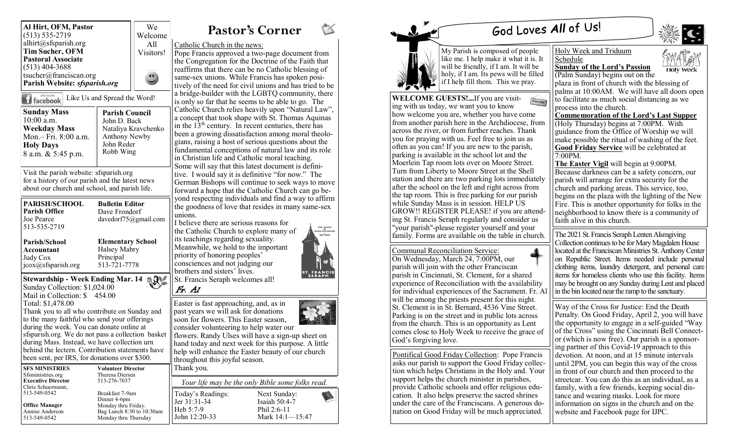**Al Hirt, OFM, Pastor**
(513) 535-2719
alhirt@sfsparish.org
**Tim Sucher, OFM**
**Pastoral Associate**
(513) 404-3688
tsucher@franciscan.org
**Parish Website:** ***sfsparish.org***

We Welcome All Visitors!

Like Us and Spread the Word!

**Sunday Mass**
10:00 a.m.
**Weekday Mass**
Mon.– Fri. 8:00 a.m.
**Holy Days**
8 a.m. & 5:45 p.m.

**Parish Council**
John D. Back
Nataliya Kravchenko
Anthony Newby
John Reder
Robb Wing

Visit the parish website: sfsparish.org for a history of our parish and the latest news about our church and school, and parish life.

**PARISH/SCHOOL Parish Office**
Joe Pearce
513-535-2719

**Bulletin Editor**
Dave Frondorf
davedorf75@gmail.com

**Parish/School Accountant**
Judy Cox
jcox@sfsparish.org

**Elementary School**
Halsey Mabry
Principal
513-721-7778

**Stewardship - Week Ending Mar. 14**
Sunday Collection: $1,024.00
Mail in Collection: $ 454.00
Total: $1,478.00
Thank you to all who contribute on Sunday and to the many faithful who send your offerings during the week. You can donate online at sfsparish.org. We do not pass a collection basket during Mass. Instead, we have collection urn behind the lectern. Contribution statements have been sent, per IRS, for donations over $300.

**SFS MINISTRIES**
Sfsministries.org
**Executive Director**
Chris Schuermann,
513-549-0542

**Office Manager**
Annise Anderson
513-549-0542

**Volunteer Director**
Theresa Diersen
513-276-7037

Breakfast 7-9am
Dinner 4-6pm
Monday thru Friday.
Bag Lunch 8:30 to 10:30am
Monday thru Thursday

# Pastor's Corner

Catholic Church in the news:
Pope Francis approved a two-page document from the Congregation for the Doctrine of the Faith that reaffirms that there can be no Catholic blessing of same-sex unions. While Francis has spoken positively of the need for civil unions and has tried to be a bridge-builder with the LGBTQ community, there is only so far that he seems to be able to go. The Catholic Church relies heavily upon "Natural Law", a concept that took shape with St. Thomas Aquinas in the 13th century. In recent centuries, there has been a growing dissatisfaction among moral theologians, raising a host of serious questions about the fundamental conceptions of natural law and its role in Christian life and Catholic moral teaching. Some will say that this latest document is definitive. I would say it is definitive "for now." The German Bishops will continue to seek ways to move forward a hope that the Catholic Church can go beyond respecting individuals and find a way to affirm the goodness of love that resides in many same-sex unions.
I believe there are serious reasons for the Catholic Church to explore many of its teachings regarding sexuality. Meanwhile, we hold to the important priority of honoring peoples' consciences and not judging our brothers and sisters' lives.
St. Francis Seraph welcomes all!
*Fr. Al*

Easter is fast approaching, and, as in past years we will ask for donations soon for flowers. This Easter season, consider volunteering to help water our flowers. Randy Ulses will have a sign-up sheet on hand today and next week for this purpose. A little help will enhance the Easter beauty of our church throughout this joyful season.
Thank you.

*Your life may be the only Bible some folks read.*

| | |
|---|---|
| Today's Readings: | Next Sunday: |
| Jer 31:31-34 | Isaiah 50:4-7 |
| Heb 5:7-9 | Phil 2:6-11 |
| John 12:20-33 | Mark 14:1—15:47 |

# God Loves *All* of Us!

My Parish is composed of people like me. I help make it what it is. It will be friendly, if I am. It will be holy, if I am. Its pews will be filled if I help fill them. This we pray.

**WELCOME GUESTS!...**If you are visiting with us today, we want you to know how welcome you are, whether you have come from another parish here in the Archdiocese, from across the river, or from further reaches. Thank you for praying with us. Feel free to join us as often as you can! If you are new to the parish, parking is available in the school lot and the Moerlein Tap room lots over on Moore Street. Turn from Liberty to Moore Street at the Shell station and there are two parking lots immediately after the school on the left and right across from the tap room. This is free parking for our parish while Sunday Mass is in session. HELP US GROW!! REGISTER PLEASE! if you are attending St. Francis Seraph regularly and consider us "your parish"-please register yourself and your family. Forms are available on the table in church.

Communal Reconciliation Service:
On Wednesday, March 24, 7:00PM, our parish will join with the other Franciscan parish in Cincinnati, St. Clement, for a shared experience of Reconciliation with the availability for individual experiences of the Sacrament. Fr. Al will be among the priests present for this night. St. Clement is in St. Bernard, 4536 Vine Street. Parking is on the street and in public lots across from the church. This is an opportunity as Lent comes close to Holy Week to receive the grace of God's forgiving love.

Pontifical Good Friday Collection: Pope Francis asks our parish to support the Good Friday collection which helps Christians in the Holy and. Your support helps the church minister in parishes, provide Catholic schools and offer religious education. It also helps preserve the sacred shrines under the care of the Franciscans. A generous donation on Good Friday will be much appreciated.

Holy Week and Triduum Schedule
**Sunday of the Lord's Passion** (Palm Sunday) begins out on the plaza in front of church with the blessing of palms at 10:00AM. We will have all doors open to facilitate as much social distancing as we process into the church.
**Commemoration of the Lord's Last Supper** (Holy Thursday) begins at 7:00PM. With guidance from the Office of Worship we will make possible the ritual of washing of the feet.
**Good Friday Service** will be celebrated at 7:00PM.
**The Easter Vigil** will begin at 9:00PM. Because darkness can be a safety concern, our parish will arrange for extra security for the church and parking areas. This service, too, begins on the plaza with the lighting of the New Fire. This is another opportunity for folks in the neighborhood to know there is a community of faith alive in this church.

The 2021 St. Francis Seraph Lenten Alsmgiving Collection continues to be for Mary Magdalen House located at the Franciscan Ministries St. Anthony Center on Republic Street. Items needed include personal clothing items, laundry detergent, and personal care items for homeless clients who use this facility. Items may be brought on any Sunday during Lent and placed in the bin located near the ramp to the sanctuary.

Way of the Cross for Justice: End the Death Penalty. On Good Friday, April 2, you will have the opportunity to engage in a self-guided "Way of the Cross" using the Cincinnati Bell Connector (which is now free). Our parish is a sponsoring partner of this Covid-19 approach to this devotion. At noon, and at 15 minute intervals until 2PM, you can begin this way of the cross in front of our church and then proceed to the streetcar. You can do this as an individual, as a family, with a few friends, keeping social distance and wearing masks. Look for more information on signs in the church and on the website and Facebook page for IJPC.